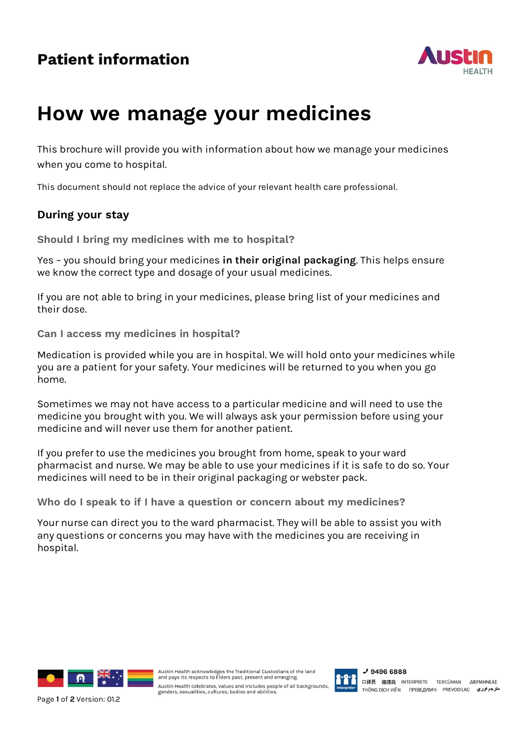# Patient information

# How we manage your medicines

This brochure will provide you with information about how we manage your medicines when you come to hospital.

This document should not replace the advice of your relevant health care professional.

## During your stay

### Should I bring my medicines with me to hospital?

Yes – you should bring your medicines **in their original packaging**. This helps ensure we know the correct type and dosage of your usual medicines.

If you are not able to bring in your medicines, please bring list of your medicines and their dose.

### Can I access my medicines in hospital?

Medication is provided while you are in hospital. We will hold onto your medicines while you are a patient for your safety. Your medicines will be returned to you when you go home.

Sometimes we may not have access to a particular medicine and will need to use the medicine you brought with you. We will always ask your permission before using your medicine and will never use them for another patient.

If you prefer to use the medicines you brought from home, speak to your ward pharmacist and nurse. We may be able to use your medicines if it is safe to do so. Your medicines will need to be in their original packaging or webster pack.

### Who do I speak to if I have a question or concern about my medicines?

Your nurse can direct you to the ward pharmacist. They will be able to assist you with any questions or concerns you may have with the medicines you are receiving in hospital.

Austin Health acknowledges the Traditional Custodians of the land and pays its respects to Elders past, present and emerging.

Austin Health celebrates, values and includes people of all backgrounds, genders, sexualities, cultures, bodies and abilities.

Interpreter 9496 6888

口译员 傳譯員 INTERPRETE TERCÜMAN ΔΙΕΡΜΗΝΕΑΣ THÔNG DỊCH VIÊN ПРЕВЕДУВАЧ PREVODILAC مترجم فوري

Version: 01.2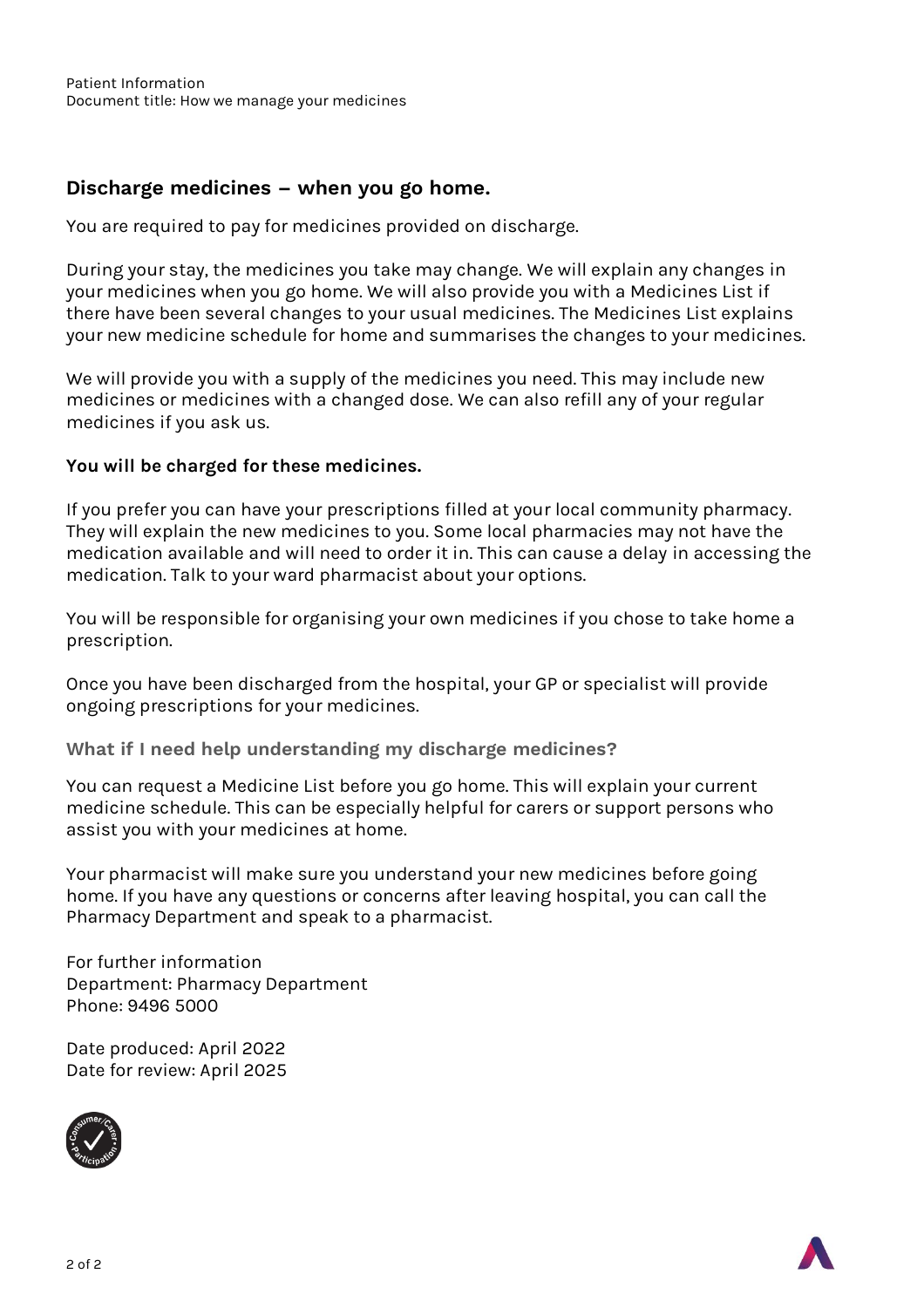## Discharge medicines – when you go home.

You are required to pay for medicines provided on discharge.

During your stay, the medicines you take may change. We will explain any changes in your medicines when you go home. We will also provide you with a Medicines List if there have been several changes to your usual medicines. The Medicines List explains your new medicine schedule for home and summarises the changes to your medicines.

We will provide you with a supply of the medicines you need. This may include new medicines or medicines with a changed dose. We can also refill any of your regular medicines if you ask us.

**You will be charged for these medicines.**

If you prefer you can have your prescriptions filled at your local community pharmacy. They will explain the new medicines to you. Some local pharmacies may not have the medication available and will need to order it in. This can cause a delay in accessing the medication. Talk to your ward pharmacist about your options.

You will be responsible for organising your own medicines if you chose to take home a prescription.

Once you have been discharged from the hospital, your GP or specialist will provide ongoing prescriptions for your medicines.

### What if I need help understanding my discharge medicines?

You can request a Medicine List before you go home. This will explain your current medicine schedule. This can be especially helpful for carers or support persons who assist you with your medicines at home.

Your pharmacist will make sure you understand your new medicines before going home. If you have any questions or concerns after leaving hospital, you can call the Pharmacy Department and speak to a pharmacist.

For further information
Department: Pharmacy Department
Phone: 9496 5000

Date produced: April 2022
Date for review: April 2025